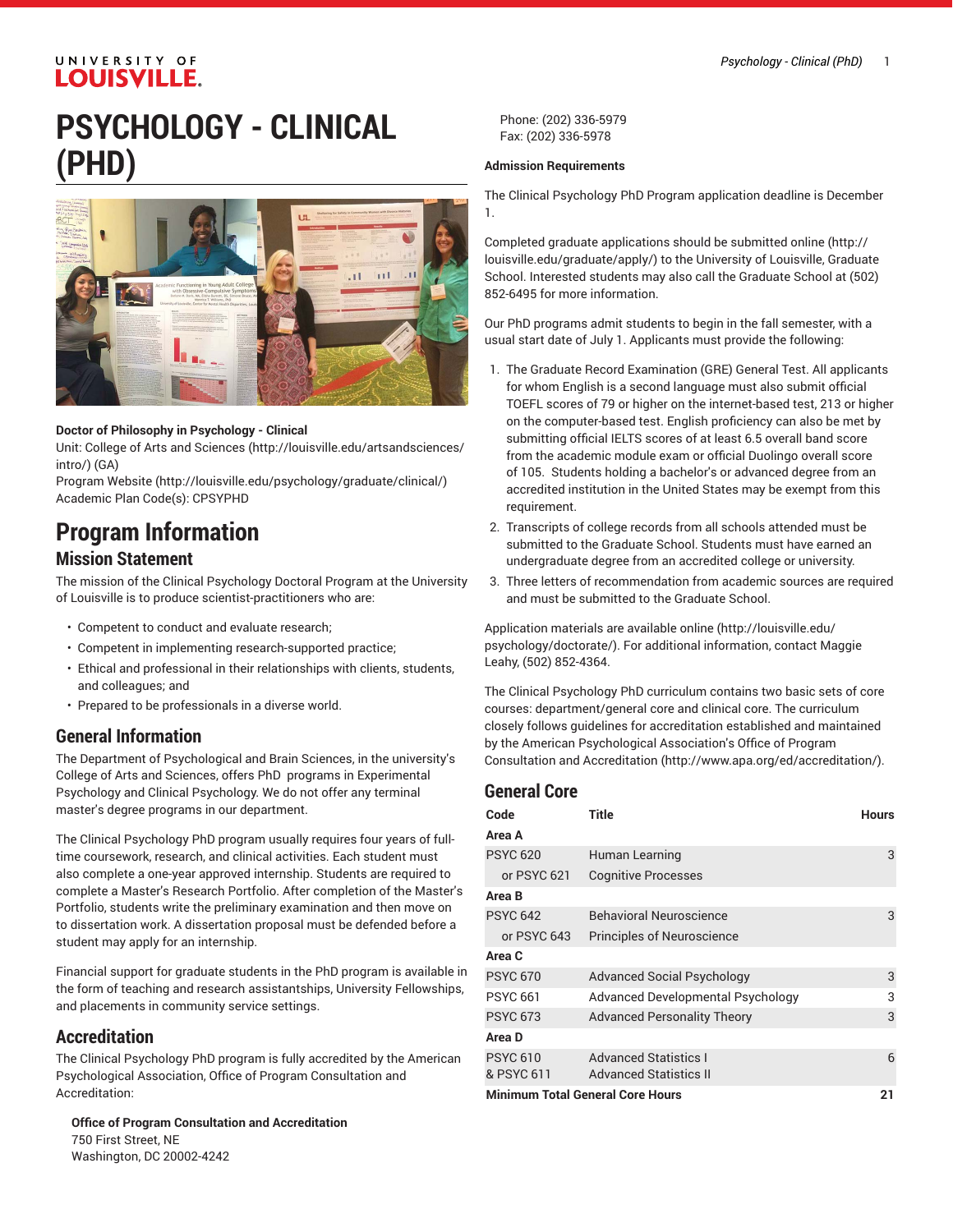# PSYCHOLOGY - CLINICAL (PHD)

**Doctor of Philosophy in Psychology - Clinical**
Unit: College of Arts and Sciences (http://louisville.edu/artsandsciences/intro/) (GA)
Program Website (http://louisville.edu/psychology/graduate/clinical/)
Academic Plan Code(s): CPSYPHD

# Program Information

## Mission Statement

The mission of the Clinical Psychology Doctoral Program at the University of Louisville is to produce scientist-practitioners who are:

- Competent to conduct and evaluate research;
- Competent in implementing research-supported practice;
- Ethical and professional in their relationships with clients, students, and colleagues; and
- Prepared to be professionals in a diverse world.

## General Information

The Department of Psychological and Brain Sciences, in the university's College of Arts and Sciences, offers PhD programs in Experimental Psychology and Clinical Psychology. We do not offer any terminal master's degree programs in our department.

The Clinical Psychology PhD program usually requires four years of full-time coursework, research, and clinical activities. Each student must also complete a one-year approved internship. Students are required to complete a Master's Research Portfolio. After completion of the Master's Portfolio, students write the preliminary examination and then move on to dissertation work. A dissertation proposal must be defended before a student may apply for an internship.

Financial support for graduate students in the PhD program is available in the form of teaching and research assistantships, University Fellowships, and placements in community service settings.

## Accreditation

The Clinical Psychology PhD program is fully accredited by the American Psychological Association, Office of Program Consultation and Accreditation:

**Office of Program Consultation and Accreditation**
750 First Street, NE
Washington, DC 20002-4242
Phone: (202) 336-5979
Fax: (202) 336-5978

**Admission Requirements**

The Clinical Psychology PhD Program application deadline is December 1.

Completed graduate applications should be submitted online (http://louisville.edu/graduate/apply/) to the University of Louisville, Graduate School. Interested students may also call the Graduate School at (502) 852-6495 for more information.

Our PhD programs admit students to begin in the fall semester, with a usual start date of July 1. Applicants must provide the following:

1. The Graduate Record Examination (GRE) General Test. All applicants for whom English is a second language must also submit official TOEFL scores of 79 or higher on the internet-based test, 213 or higher on the computer-based test. English proficiency can also be met by submitting official IELTS scores of at least 6.5 overall band score from the academic module exam or official Duolingo overall score of 105. Students holding a bachelor's or advanced degree from an accredited institution in the United States may be exempt from this requirement.
2. Transcripts of college records from all schools attended must be submitted to the Graduate School. Students must have earned an undergraduate degree from an accredited college or university.
3. Three letters of recommendation from academic sources are required and must be submitted to the Graduate School.

Application materials are available online (http://louisville.edu/psychology/doctorate/). For additional information, contact Maggie Leahy, (502) 852-4364.

The Clinical Psychology PhD curriculum contains two basic sets of core courses: department/general core and clinical core. The curriculum closely follows guidelines for accreditation established and maintained by the American Psychological Association's Office of Program Consultation and Accreditation (http://www.apa.org/ed/accreditation/).

## General Core

| Code | Title | Hours |
|---|---|---|
| **Area A** | | |
| PSYC 620 | Human Learning | 3 |
| or PSYC 621 | Cognitive Processes | |
| **Area B** | | |
| PSYC 642 | Behavioral Neuroscience | 3 |
| or PSYC 643 | Principles of Neuroscience | |
| **Area C** | | |
| PSYC 670 | Advanced Social Psychology | 3 |
| PSYC 661 | Advanced Developmental Psychology | 3 |
| PSYC 673 | Advanced Personality Theory | 3 |
| **Area D** | | |
| PSYC 610 & PSYC 611 | Advanced Statistics I and Advanced Statistics II | 6 |
| **Minimum Total General Core Hours** | | **21** |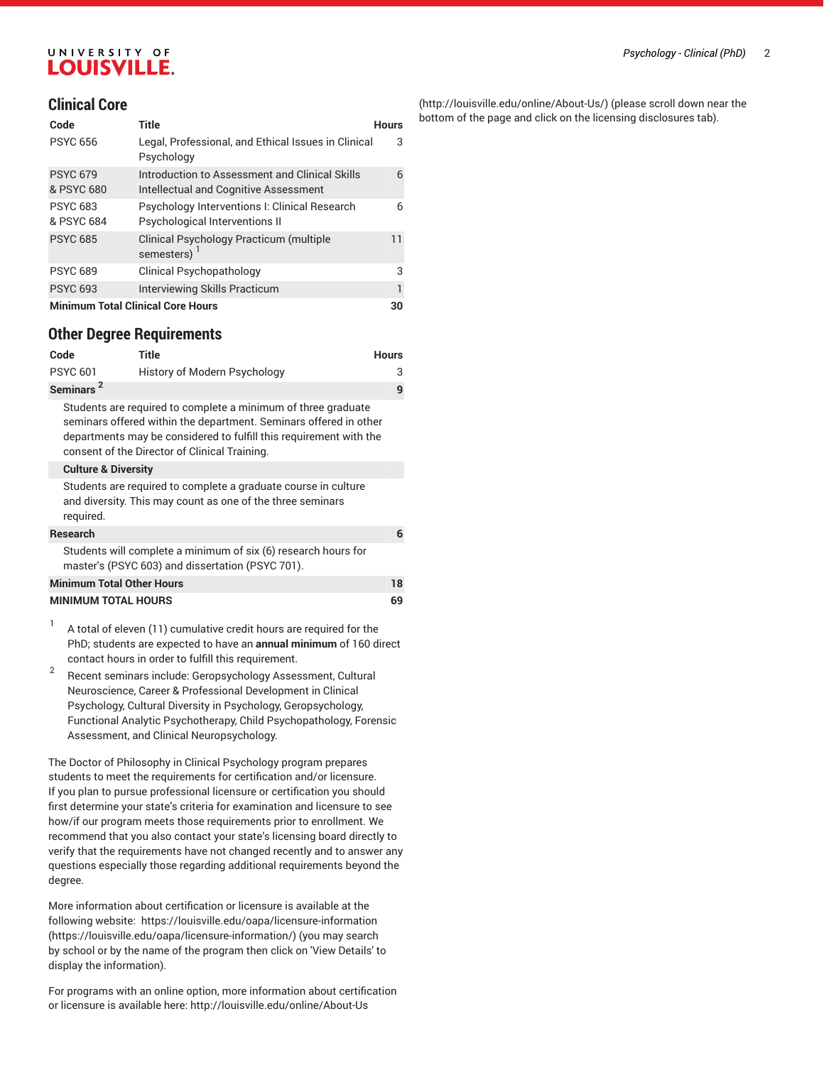## Clinical Core

| Code | Title | Hours |
| --- | --- | --- |
| PSYC 656 | Legal, Professional, and Ethical Issues in Clinical Psychology | 3 |
| PSYC 679 & PSYC 680 | Introduction to Assessment and Clinical Skills Intellectual and Cognitive Assessment | 6 |
| PSYC 683 & PSYC 684 | Psychology Interventions I: Clinical Research Psychological Interventions II | 6 |
| PSYC 685 | Clinical Psychology Practicum (multiple semesters) [1] | 11 |
| PSYC 689 | Clinical Psychopathology | 3 |
| PSYC 693 | Interviewing Skills Practicum | 1 |
| **Minimum Total Clinical Core Hours** | | **30** |

## Other Degree Requirements

| Code | Title | Hours |
| --- | --- | --- |
| PSYC 601 | History of Modern Psychology | 3 |
| **Seminars** [2] | | **9** |
| Students are required to complete a minimum of three graduate seminars offered within the department. Seminars offered in other departments may be considered to fulfill this requirement with the consent of the Director of Clinical Training. | | |
| **Culture & Diversity** | | |
| Students are required to complete a graduate course in culture and diversity. This may count as one of the three seminars required. | | |
| **Research** | | **6** |
| Students will complete a minimum of six (6) research hours for master's (PSYC 603) and dissertation (PSYC 701). | | |
| **Minimum Total Other Hours** | | **18** |
| **MINIMUM TOTAL HOURS** | | **69** |

1. A total of eleven (11) cumulative credit hours are required for the PhD; students are expected to have an **annual minimum** of 160 direct contact hours in order to fulfill this requirement.
2. Recent seminars include: Geropsychology Assessment, Cultural Neuroscience, Career & Professional Development in Clinical Psychology, Cultural Diversity in Psychology, Geropsychology, Functional Analytic Psychotherapy, Child Psychopathology, Forensic Assessment, and Clinical Neuropsychology.

The Doctor of Philosophy in Clinical Psychology program prepares students to meet the requirements for certification and/or licensure. If you plan to pursue professional licensure or certification you should first determine your state's criteria for examination and licensure to see how/if our program meets those requirements prior to enrollment. We recommend that you also contact your state's licensing board directly to verify that the requirements have not changed recently and to answer any questions especially those regarding additional requirements beyond the degree.

More information about certification or licensure is available at the following website: https://louisville.edu/oapa/licensure-information (https://louisville.edu/oapa/licensure-information/) (you may search by school or by the name of the program then click on 'View Details' to display the information).

For programs with an online option, more information about certification or licensure is available here: http://louisville.edu/online/About-Us (http://louisville.edu/online/About-Us/) (please scroll down near the bottom of the page and click on the licensing disclosures tab).